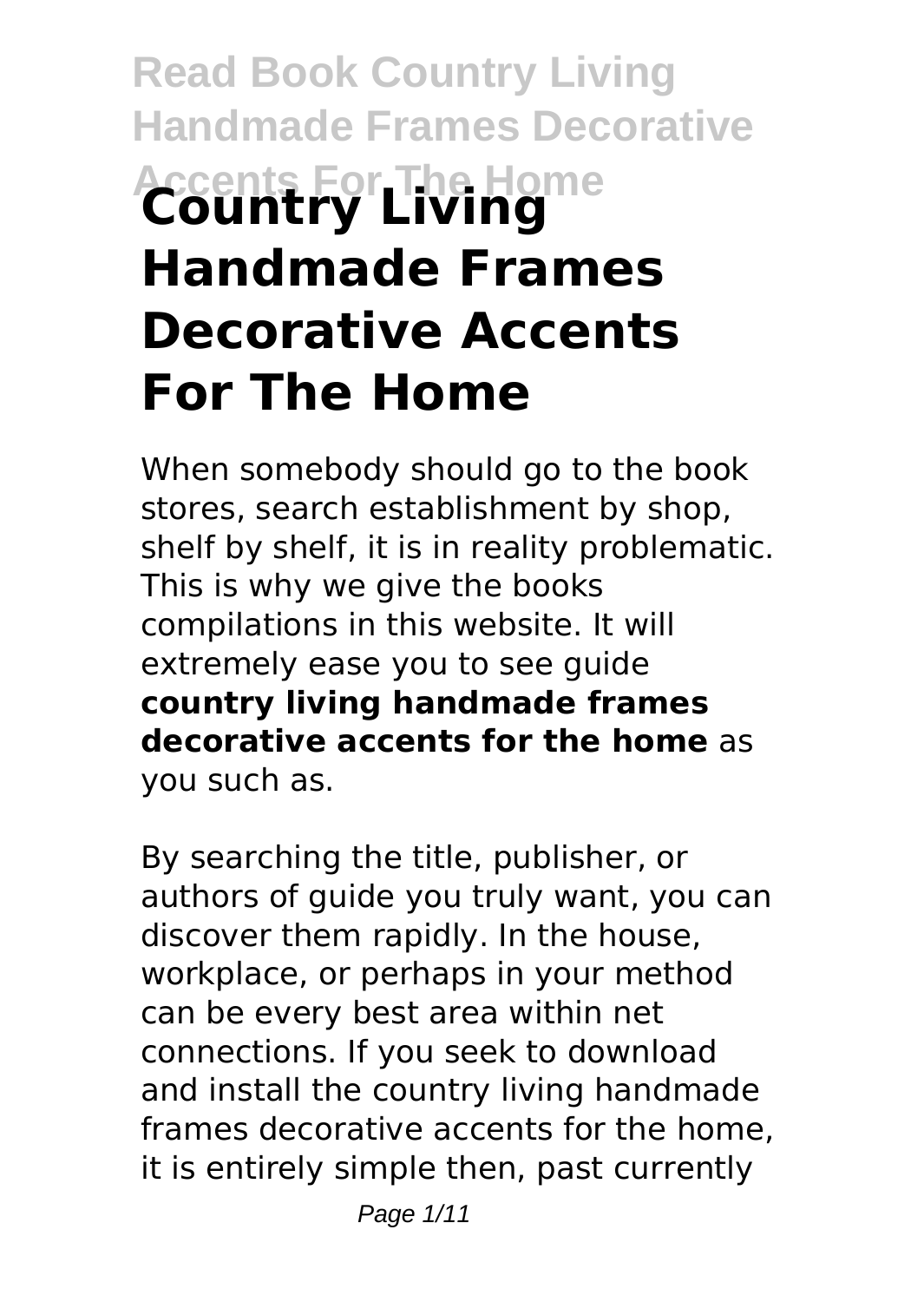# Country Living Handmade Frames Decorative Accents For The Home

When somebody should go to the book stores, search establishment by shop, shelf by shelf, it is in reality problematic. This is why we give the books compilations in this website. It will extremely ease you to see guide **country living handmade frames decorative accents for the home** as you such as.

By searching the title, publisher, or authors of guide you truly want, you can discover them rapidly. In the house, workplace, or perhaps in your method can be every best area within net connections. If you seek to download and install the country living handmade frames decorative accents for the home, it is entirely simple then, past currently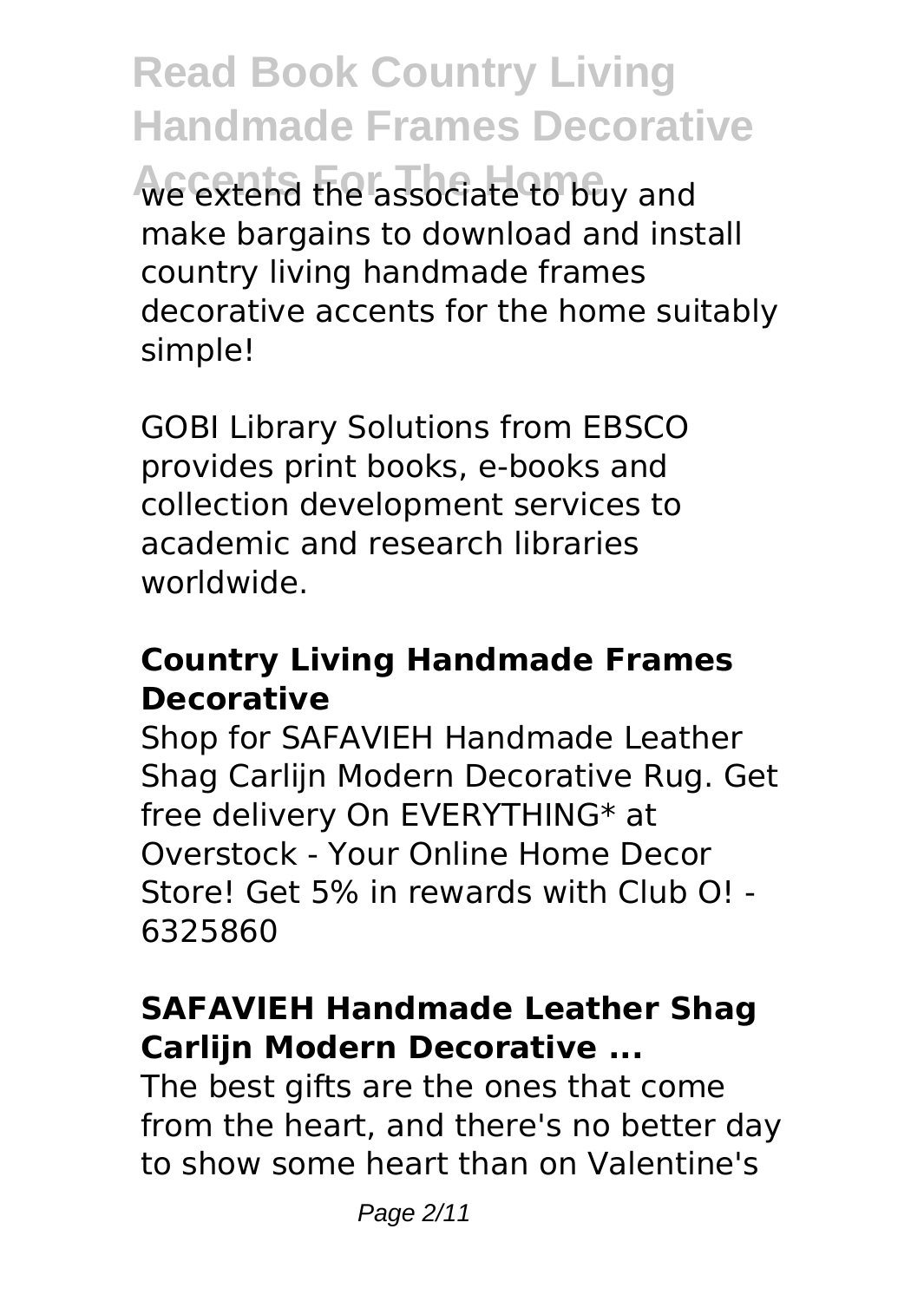we extend the associate to buy and make bargains to download and install country living handmade frames decorative accents for the home suitably simple!

GOBI Library Solutions from EBSCO provides print books, e-books and collection development services to academic and research libraries worldwide.

### Country Living Handmade Frames Decorative

Shop for SAFAVIEH Handmade Leather Shag Carlijn Modern Decorative Rug. Get free delivery On EVERYTHING* at Overstock - Your Online Home Decor Store! Get 5% in rewards with Club O! - 6325860

### SAFAVIEH Handmade Leather Shag Carlijn Modern Decorative ...

The best gifts are the ones that come from the heart, and there's no better day to show some heart than on Valentine's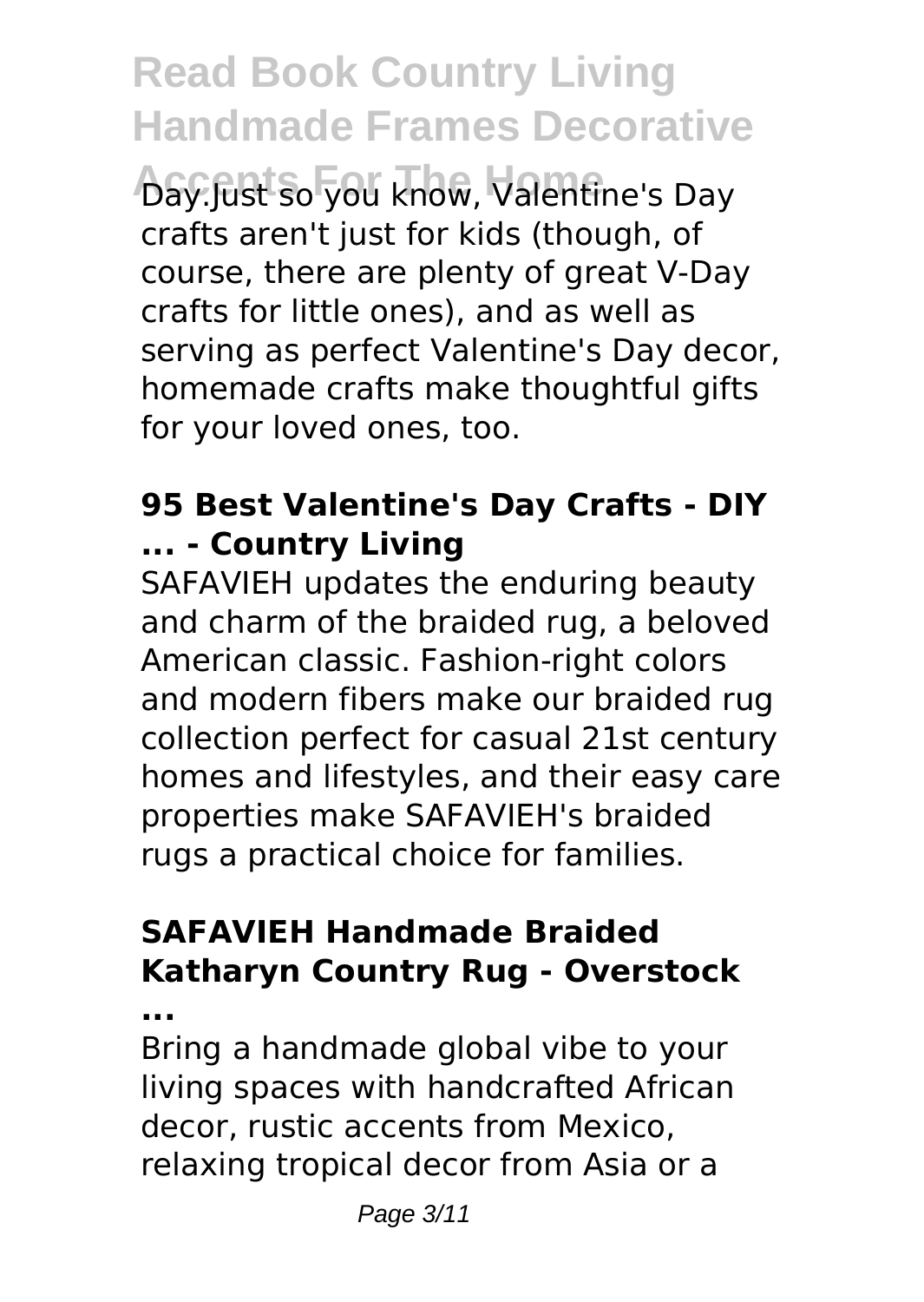Day.Just so you know, Valentine's Day crafts aren't just for kids (though, of course, there are plenty of great V-Day crafts for little ones), and as well as serving as perfect Valentine's Day decor, homemade crafts make thoughtful gifts for your loved ones, too.

### 95 Best Valentine's Day Crafts - DIY ... - Country Living

SAFAVIEH updates the enduring beauty and charm of the braided rug, a beloved American classic. Fashion-right colors and modern fibers make our braided rug collection perfect for casual 21st century homes and lifestyles, and their easy care properties make SAFAVIEH's braided rugs a practical choice for families.

### SAFAVIEH Handmade Braided Katharyn Country Rug - Overstock ...

Bring a handmade global vibe to your living spaces with handcrafted African decor, rustic accents from Mexico, relaxing tropical decor from Asia or a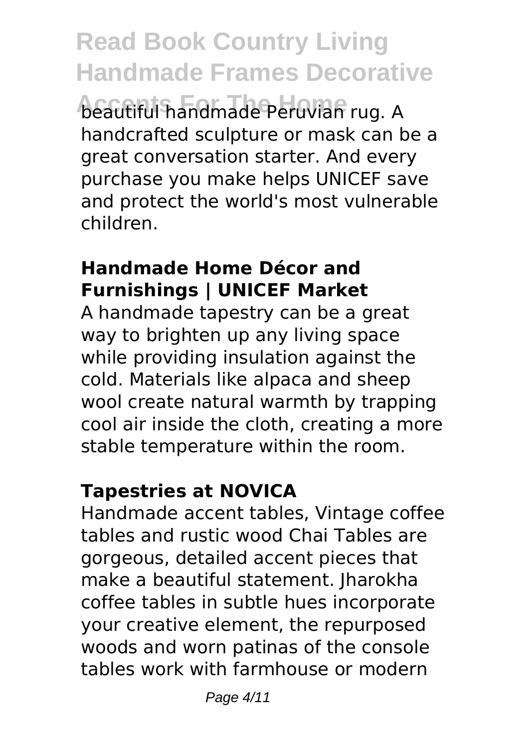beautiful handmade Peruvian rug. A handcrafted sculpture or mask can be a great conversation starter. And every purchase you make helps UNICEF save and protect the world's most vulnerable children.

## Handmade Home Décor and Furnishings | UNICEF Market

A handmade tapestry can be a great way to brighten up any living space while providing insulation against the cold. Materials like alpaca and sheep wool create natural warmth by trapping cool air inside the cloth, creating a more stable temperature within the room.

## Tapestries at NOVICA

Handmade accent tables, Vintage coffee tables and rustic wood Chai Tables are gorgeous, detailed accent pieces that make a beautiful statement. Jharokha coffee tables in subtle hues incorporate your creative element, the repurposed woods and worn patinas of the console tables work with farmhouse or modern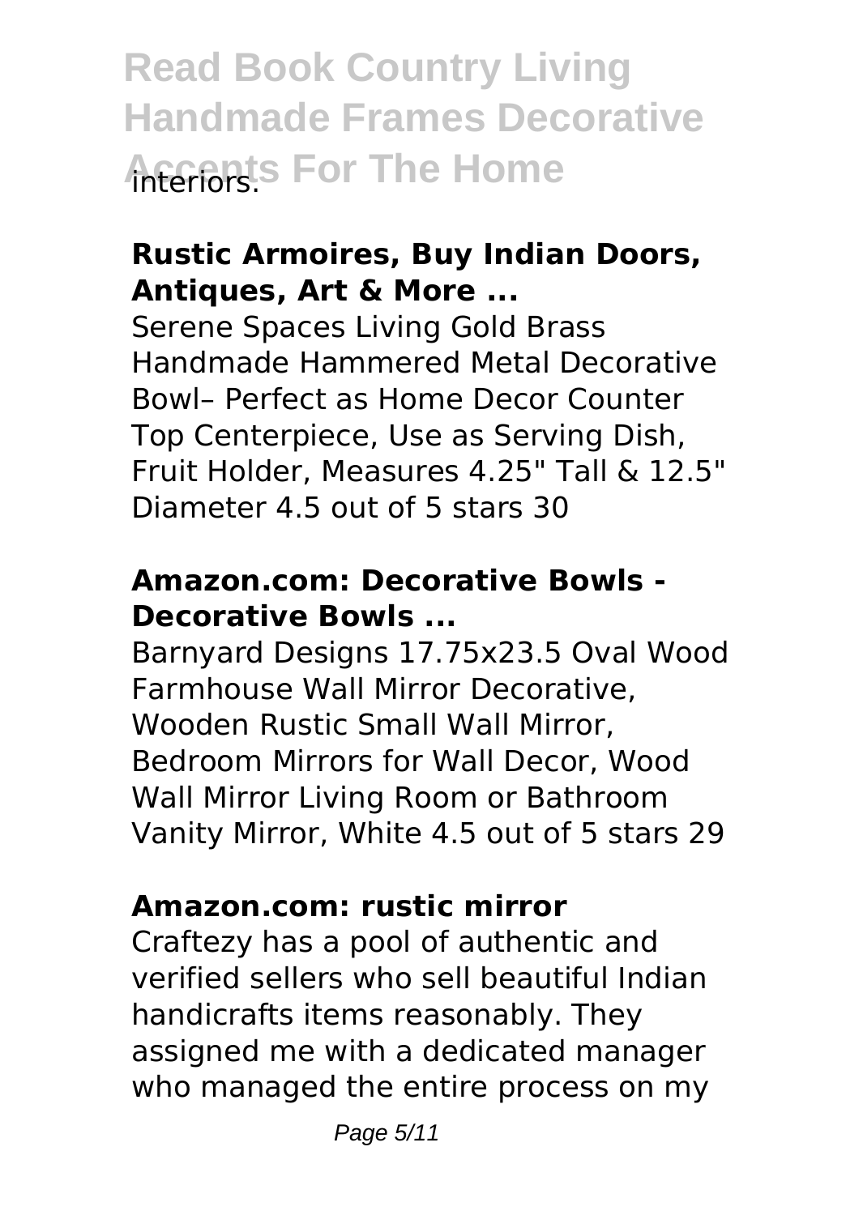interiors.

### **Rustic Armoires, Buy Indian Doors, Antiques, Art & More ...**

Serene Spaces Living Gold Brass Handmade Hammered Metal Decorative Bowl– Perfect as Home Decor Counter Top Centerpiece, Use as Serving Dish, Fruit Holder, Measures 4.25" Tall & 12.5" Diameter 4.5 out of 5 stars 30

### **Amazon.com: Decorative Bowls - Decorative Bowls ...**

Barnyard Designs 17.75x23.5 Oval Wood Farmhouse Wall Mirror Decorative, Wooden Rustic Small Wall Mirror, Bedroom Mirrors for Wall Decor, Wood Wall Mirror Living Room or Bathroom Vanity Mirror, White 4.5 out of 5 stars 29

### **Amazon.com: rustic mirror**

Craftezy has a pool of authentic and verified sellers who sell beautiful Indian handicrafts items reasonably. They assigned me with a dedicated manager who managed the entire process on my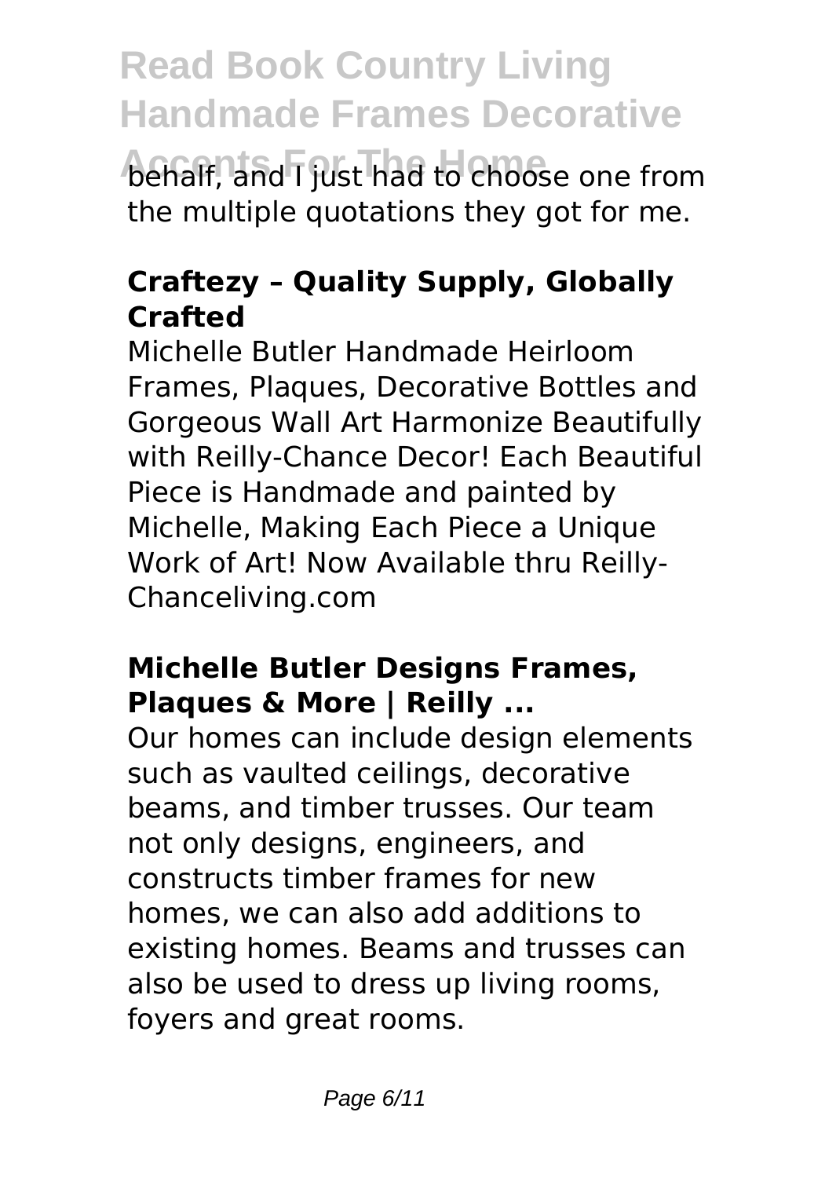behalf, and I just had to choose one from the multiple quotations they got for me.

### Craftezy – Quality Supply, Globally Crafted

Michelle Butler Handmade Heirloom Frames, Plaques, Decorative Bottles and Gorgeous Wall Art Harmonize Beautifully with Reilly-Chance Decor! Each Beautiful Piece is Handmade and painted by Michelle, Making Each Piece a Unique Work of Art! Now Available thru Reilly-Chanceliving.com

### Michelle Butler Designs Frames, Plaques & More | Reilly ...

Our homes can include design elements such as vaulted ceilings, decorative beams, and timber trusses. Our team not only designs, engineers, and constructs timber frames for new homes, we can also add additions to existing homes. Beams and trusses can also be used to dress up living rooms, foyers and great rooms.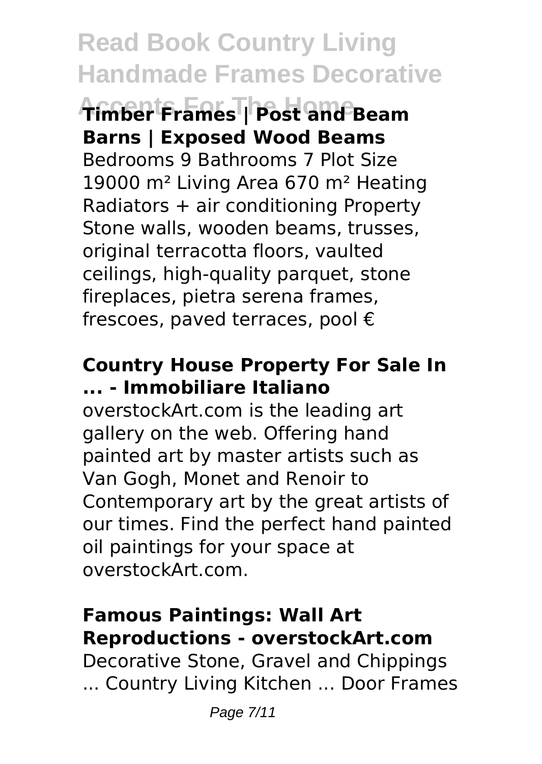**Timber Frames | Post and Beam Barns | Exposed Wood Beams**

Bedrooms 9 Bathrooms 7 Plot Size 19000 m² Living Area 670 m² Heating Radiators + air conditioning Property Stone walls, wooden beams, trusses, original terracotta floors, vaulted ceilings, high-quality parquet, stone fireplaces, pietra serena frames, frescoes, paved terraces, pool €

**Country House Property For Sale In ... - Immobiliare Italiano**

overstockArt.com is the leading art gallery on the web. Offering hand painted art by master artists such as Van Gogh, Monet and Renoir to Contemporary art by the great artists of our times. Find the perfect hand painted oil paintings for your space at overstockArt.com.

**Famous Paintings: Wall Art Reproductions - overstockArt.com**

Decorative Stone, Gravel and Chippings ... Country Living Kitchen ... Door Frames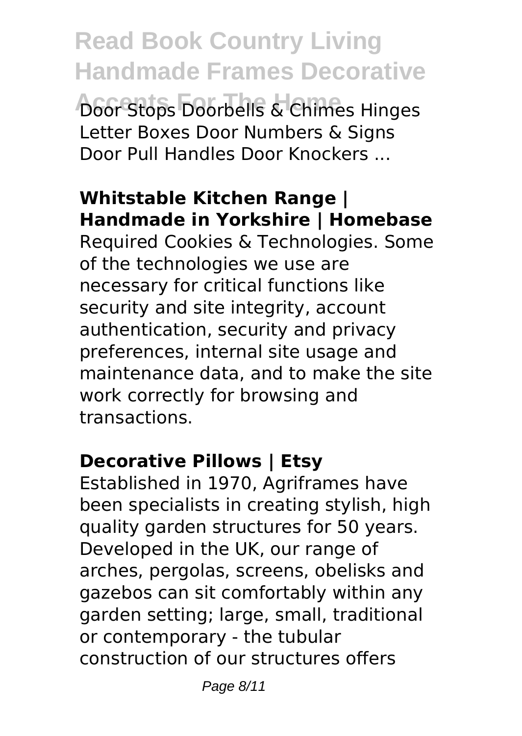Door Stops Doorbells & Chimes Hinges Letter Boxes Door Numbers & Signs Door Pull Handles Door Knockers ...

## Whitstable Kitchen Range | Handmade in Yorkshire | Homebase

Required Cookies & Technologies. Some of the technologies we use are necessary for critical functions like security and site integrity, account authentication, security and privacy preferences, internal site usage and maintenance data, and to make the site work correctly for browsing and transactions.

## Decorative Pillows | Etsy

Established in 1970, Agriframes have been specialists in creating stylish, high quality garden structures for 50 years. Developed in the UK, our range of arches, pergolas, screens, obelisks and gazebos can sit comfortably within any garden setting; large, small, traditional or contemporary - the tubular construction of our structures offers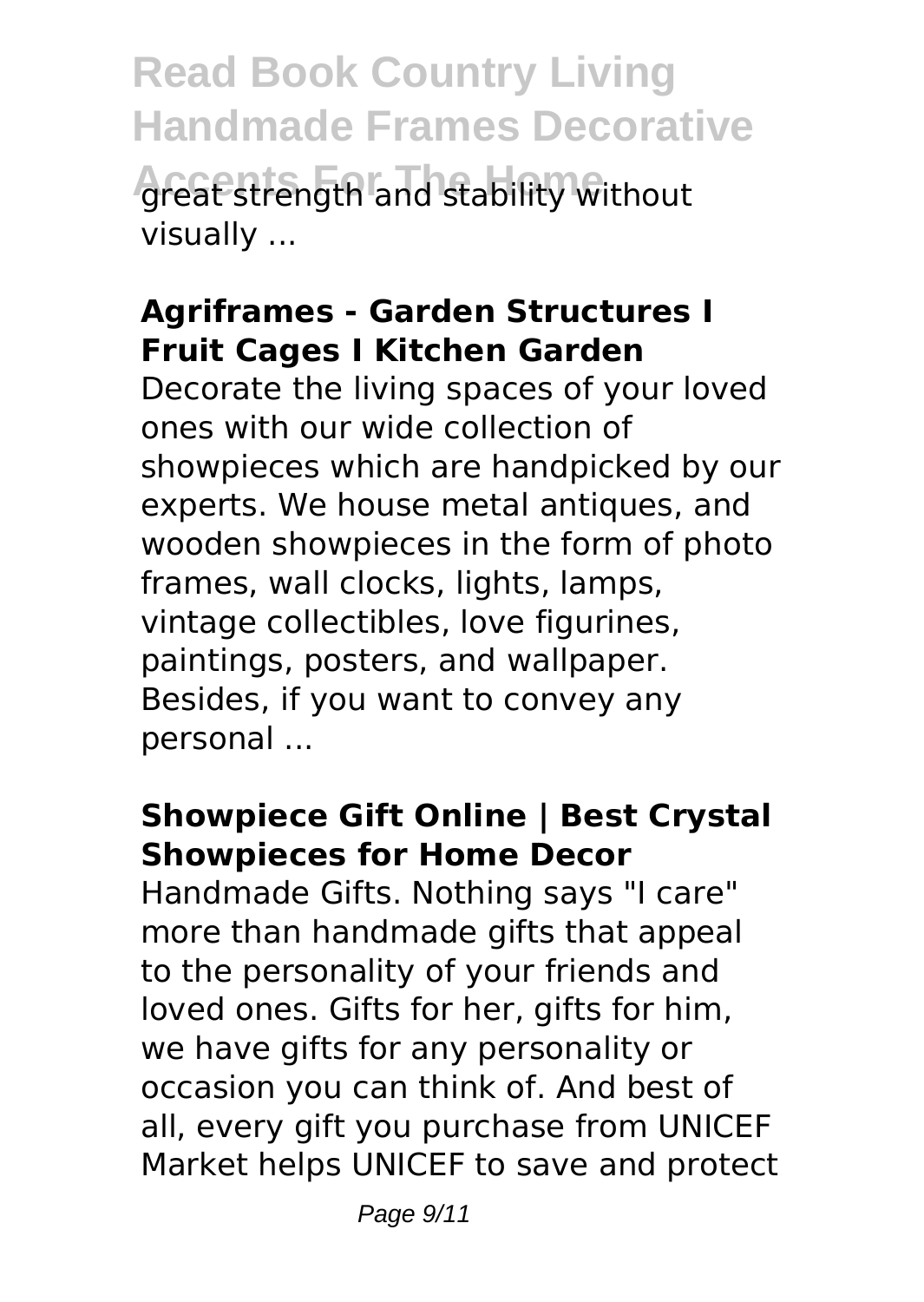great strength and stability without visually ...

### Agriframes - Garden Structures I Fruit Cages I Kitchen Garden

Decorate the living spaces of your loved ones with our wide collection of showpieces which are handpicked by our experts. We house metal antiques, and wooden showpieces in the form of photo frames, wall clocks, lights, lamps, vintage collectibles, love figurines, paintings, posters, and wallpaper. Besides, if you want to convey any personal ...

### Showpiece Gift Online | Best Crystal Showpieces for Home Decor

Handmade Gifts. Nothing says "I care" more than handmade gifts that appeal to the personality of your friends and loved ones. Gifts for her, gifts for him, we have gifts for any personality or occasion you can think of. And best of all, every gift you purchase from UNICEF Market helps UNICEF to save and protect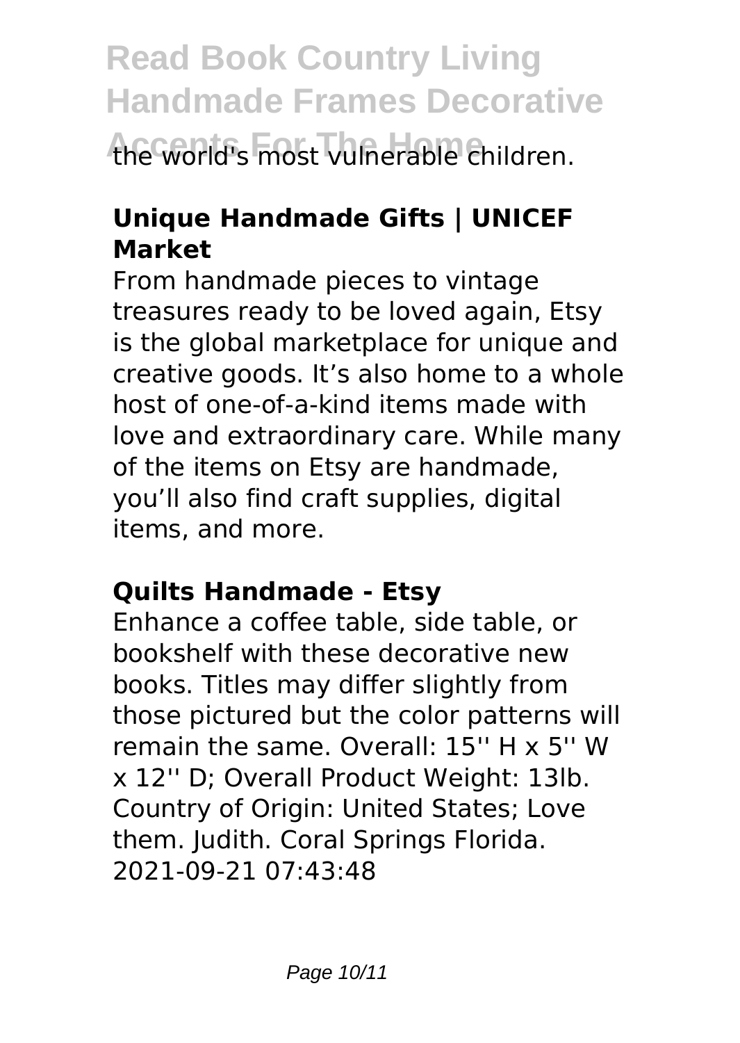the world's most vulnerable children.

## Unique Handmade Gifts | UNICEF Market

From handmade pieces to vintage treasures ready to be loved again, Etsy is the global marketplace for unique and creative goods. It's also home to a whole host of one-of-a-kind items made with love and extraordinary care. While many of the items on Etsy are handmade, you'll also find craft supplies, digital items, and more.

## Quilts Handmade - Etsy

Enhance a coffee table, side table, or bookshelf with these decorative new books. Titles may differ slightly from those pictured but the color patterns will remain the same. Overall: 15'' H x 5'' W x 12'' D; Overall Product Weight: 13lb. Country of Origin: United States; Love them. Judith. Coral Springs Florida. 2021-09-21 07:43:48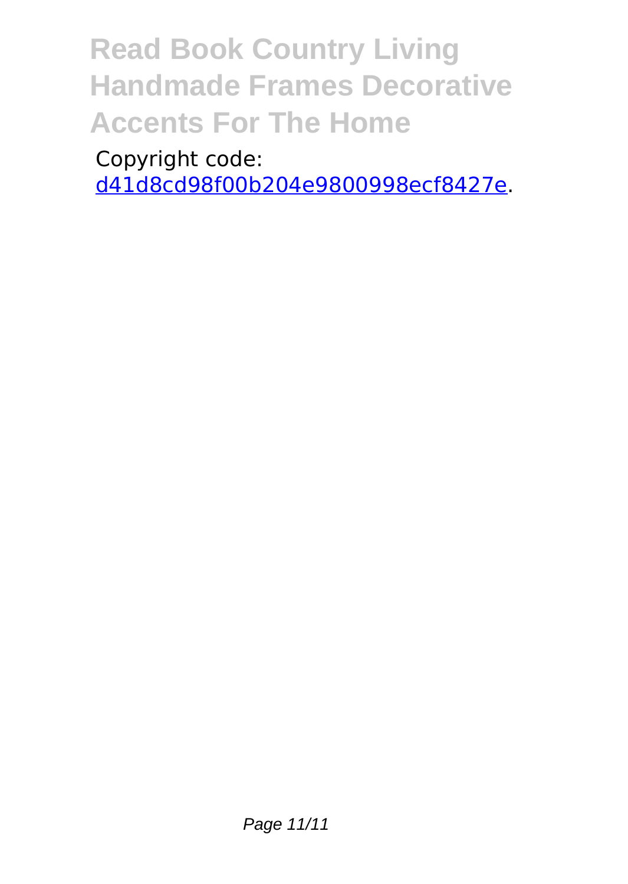Copyright code: d41d8cd98f00b204e9800998ecf8427e.